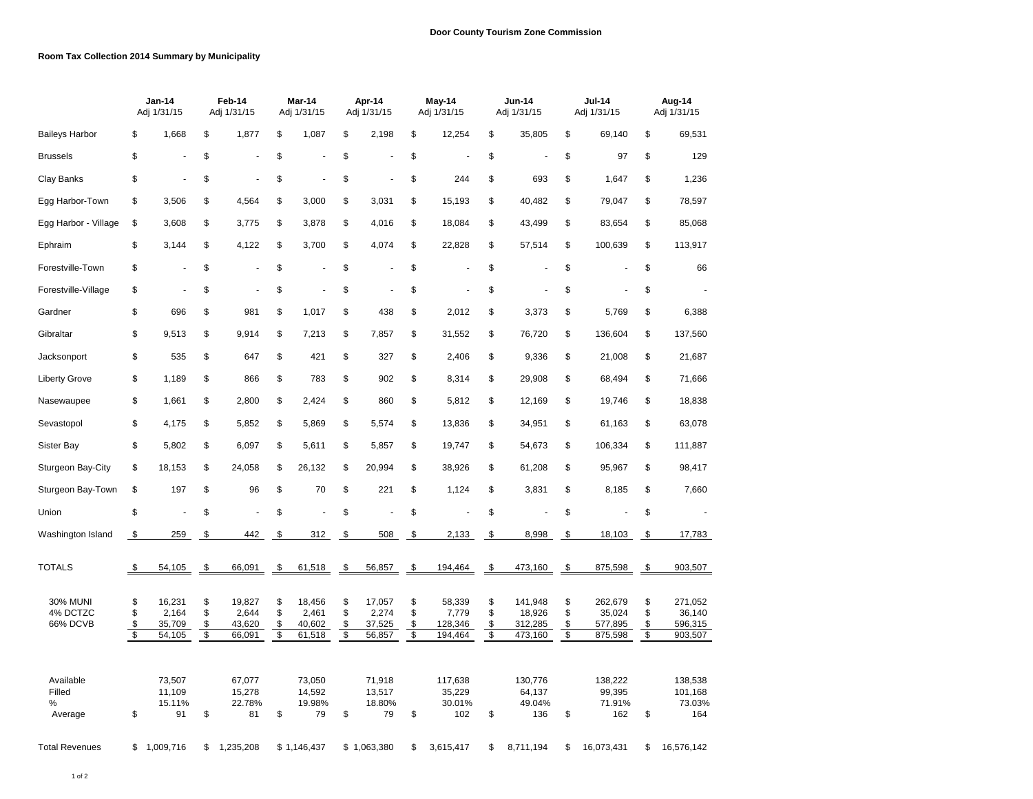**Door County Tourism Zone Commission**

**Room Tax Collection 2014 Summary by Municipality**

| | **Jan-14** Adj 1/31/15 | **Feb-14** Adj 1/31/15 | **Mar-14** Adj 1/31/15 | **Apr-14** Adj 1/31/15 | **May-14** Adj 1/31/15 | **Jun-14** Adj 1/31/15 | **Jul-14** Adj 1/31/15 | **Aug-14** Adj 1/31/15 |
|---|---|---|---|---|---|---|---|---|
| Baileys Harbor | $ 1,668 | $ 1,877 | $ 1,087 | $ 2,198 | $ 12,254 | $ 35,805 | $ 69,140 | $ 69,531 |
| Brussels | $ - | $ - | $ - | $ - | $ - | $ - | $ 97 | $ 129 |
| Clay Banks | $ - | $ - | $ - | $ - | $ 244 | $ 693 | $ 1,647 | $ 1,236 |
| Egg Harbor-Town | $ 3,506 | $ 4,564 | $ 3,000 | $ 3,031 | $ 15,193 | $ 40,482 | $ 79,047 | $ 78,597 |
| Egg Harbor - Village | $ 3,608 | $ 3,775 | $ 3,878 | $ 4,016 | $ 18,084 | $ 43,499 | $ 83,654 | $ 85,068 |
| Ephraim | $ 3,144 | $ 4,122 | $ 3,700 | $ 4,074 | $ 22,828 | $ 57,514 | $ 100,639 | $ 113,917 |
| Forestville-Town | $ - | $ - | $ - | $ - | $ - | $ - | $ - | $ 66 |
| Forestville-Village | $ - | $ - | $ - | $ - | $ - | $ - | $ - | $ - |
| Gardner | $ 696 | $ 981 | $ 1,017 | $ 438 | $ 2,012 | $ 3,373 | $ 5,769 | $ 6,388 |
| Gibraltar | $ 9,513 | $ 9,914 | $ 7,213 | $ 7,857 | $ 31,552 | $ 76,720 | $ 136,604 | $ 137,560 |
| Jacksonport | $ 535 | $ 647 | $ 421 | $ 327 | $ 2,406 | $ 9,336 | $ 21,008 | $ 21,687 |
| Liberty Grove | $ 1,189 | $ 866 | $ 783 | $ 902 | $ 8,314 | $ 29,908 | $ 68,494 | $ 71,666 |
| Nasewaupee | $ 1,661 | $ 2,800 | $ 2,424 | $ 860 | $ 5,812 | $ 12,169 | $ 19,746 | $ 18,838 |
| Sevastopol | $ 4,175 | $ 5,852 | $ 5,869 | $ 5,574 | $ 13,836 | $ 34,951 | $ 61,163 | $ 63,078 |
| Sister Bay | $ 5,802 | $ 6,097 | $ 5,611 | $ 5,857 | $ 19,747 | $ 54,673 | $ 106,334 | $ 111,887 |
| Sturgeon Bay-City | $ 18,153 | $ 24,058 | $ 26,132 | $ 20,994 | $ 38,926 | $ 61,208 | $ 95,967 | $ 98,417 |
| Sturgeon Bay-Town | $ 197 | $ 96 | $ 70 | $ 221 | $ 1,124 | $ 3,831 | $ 8,185 | $ 7,660 |
| Union | $ - | $ - | $ - | $ - | $ - | $ - | $ - | $ - |
| Washington Island | $ 259 | $ 442 | $ 312 | $ 508 | $ 2,133 | $ 8,998 | $ 18,103 | $ 17,783 |
| TOTALS | $ 54,105 | $ 66,091 | $ 61,518 | $ 56,857 | $ 194,464 | $ 473,160 | $ 875,598 | $ 903,507 |
| 30% MUNI | $ 16,231 | $ 19,827 | $ 18,456 | $ 17,057 | $ 58,339 | $ 141,948 | $ 262,679 | $ 271,052 |
| 4% DCTZC | $ 2,164 | $ 2,644 | $ 2,461 | $ 2,274 | $ 7,779 | $ 18,926 | $ 35,024 | $ 36,140 |
| 66% DCVB | $ 35,709 | $ 43,620 | $ 40,602 | $ 37,525 | $ 128,346 | $ 312,285 | $ 577,895 | $ 596,315 |
| | $ 54,105 | $ 66,091 | $ 61,518 | $ 56,857 | $ 194,464 | $ 473,160 | $ 875,598 | $ 903,507 |
| Available | 73,507 | 67,077 | 73,050 | 71,918 | 117,638 | 130,776 | 138,222 | 138,538 |
| Filled | 11,109 | 15,278 | 14,592 | 13,517 | 35,229 | 64,137 | 99,395 | 101,168 |
| % | 15.11% | 22.78% | 19.98% | 18.80% | 30.01% | 49.04% | 71.91% | 73.03% |
| Average | $ 91 | $ 81 | $ 79 | $ 79 | $ 102 | $ 136 | $ 162 | $ 164 |
| Total Revenues | $ 1,009,716 | $ 1,235,208 | $ 1,146,437 | $ 1,063,380 | $ 3,615,417 | $ 8,711,194 | $ 16,073,431 | $ 16,576,142 |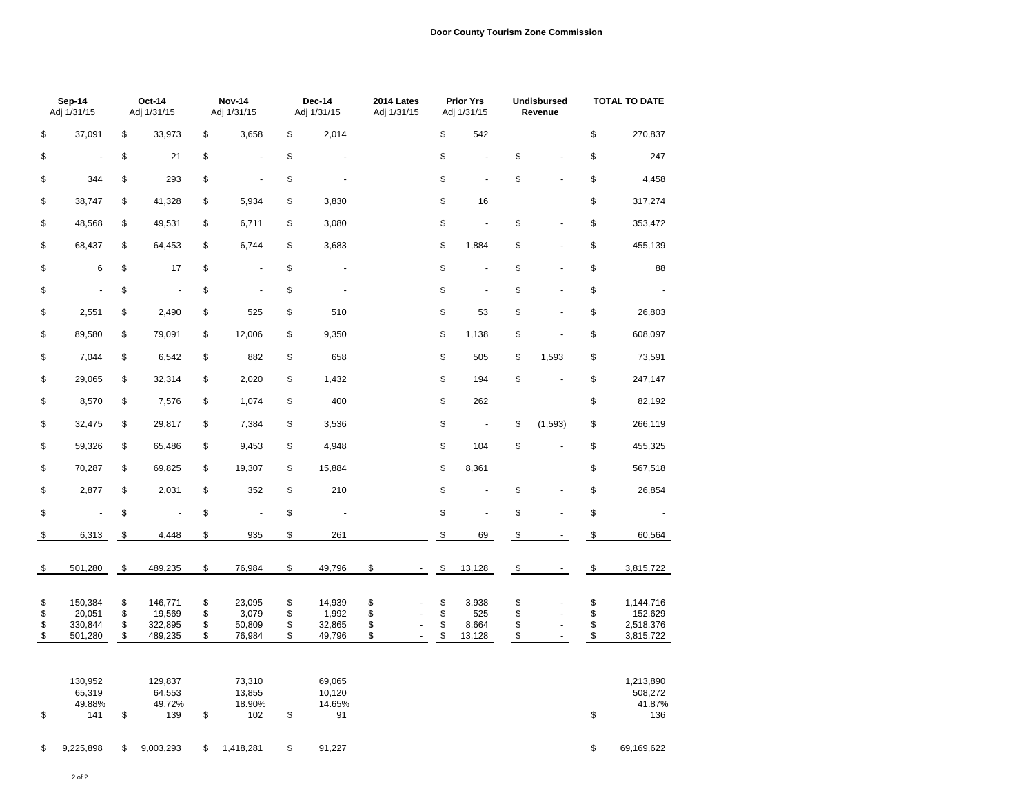**Door County Tourism Zone Commission**

| Sep-14 Adj 1/31/15 | Oct-14 Adj 1/31/15 | Nov-14 Adj 1/31/15 | Dec-14 Adj 1/31/15 | 2014 Lates Adj 1/31/15 | Prior Yrs Adj 1/31/15 | Undisbursed Revenue | TOTAL TO DATE |
|---|---|---|---|---|---|---|---|
| $ 37,091 | $ 33,973 | $ 3,658 | $ 2,014 | | $ 542 | | $ 270,837 |
| $ - | $ 21 | $ - | $ - | | $ - | $ - | $ 247 |
| $ 344 | $ 293 | $ - | $ - | | $ - | $ - | $ 4,458 |
| $ 38,747 | $ 41,328 | $ 5,934 | $ 3,830 | | $ 16 | | $ 317,274 |
| $ 48,568 | $ 49,531 | $ 6,711 | $ 3,080 | | $ - | $ - | $ 353,472 |
| $ 68,437 | $ 64,453 | $ 6,744 | $ 3,683 | | $ 1,884 | $ - | $ 455,139 |
| $ 6 | $ 17 | $ - | $ - | | $ - | $ - | $ 88 |
| $ - | $ - | $ - | $ - | | $ - | $ - | $ - |
| $ 2,551 | $ 2,490 | $ 525 | $ 510 | | $ 53 | $ - | $ 26,803 |
| $ 89,580 | $ 79,091 | $ 12,006 | $ 9,350 | | $ 1,138 | $ - | $ 608,097 |
| $ 7,044 | $ 6,542 | $ 882 | $ 658 | | $ 505 | $ 1,593 | $ 73,591 |
| $ 29,065 | $ 32,314 | $ 2,020 | $ 1,432 | | $ 194 | $ - | $ 247,147 |
| $ 8,570 | $ 7,576 | $ 1,074 | $ 400 | | $ 262 | | $ 82,192 |
| $ 32,475 | $ 29,817 | $ 7,384 | $ 3,536 | | $ - | $ (1,593) | $ 266,119 |
| $ 59,326 | $ 65,486 | $ 9,453 | $ 4,948 | | $ 104 | $ - | $ 455,325 |
| $ 70,287 | $ 69,825 | $ 19,307 | $ 15,884 | | $ 8,361 | | $ 567,518 |
| $ 2,877 | $ 2,031 | $ 352 | $ 210 | | $ - | $ - | $ 26,854 |
| $ - | $ - | $ - | $ - | | $ - | $ - | $ - |
| $ 6,313 | $ 4,448 | $ 935 | $ 261 | | $ 69 | $ - | $ 60,564 |
| $ 501,280 | $ 489,235 | $ 76,984 | $ 49,796 | $ - | $ 13,128 | $ - | $ 3,815,722 |
| $ 150,384 | $ 146,771 | $ 23,095 | $ 14,939 | $ - | $ 3,938 | $ - | $ 1,144,716 |
| $ 20,051 | $ 19,569 | $ 3,079 | $ 1,992 | $ - | $ 525 | $ - | $ 152,629 |
| $ 330,844 | $ 322,895 | $ 50,809 | $ 32,865 | $ - | $ 8,664 | $ - | $ 2,518,376 |
| $ 501,280 | $ 489,235 | $ 76,984 | $ 49,796 | $ - | $ 13,128 | $ - | $ 3,815,722 |
| 130,952 | 129,837 | 73,310 | 69,065 | | | | 1,213,890 |
| 65,319 | 64,553 | 13,855 | 10,120 | | | | 508,272 |
| 49.88% | 49.72% | 18.90% | 14.65% | | | | 41.87% |
| $ 141 | $ 139 | $ 102 | $ 91 | | | | $ 136 |
| $ 9,225,898 | $ 9,003,293 | $ 1,418,281 | $ 91,227 | | | | $ 69,169,622 |